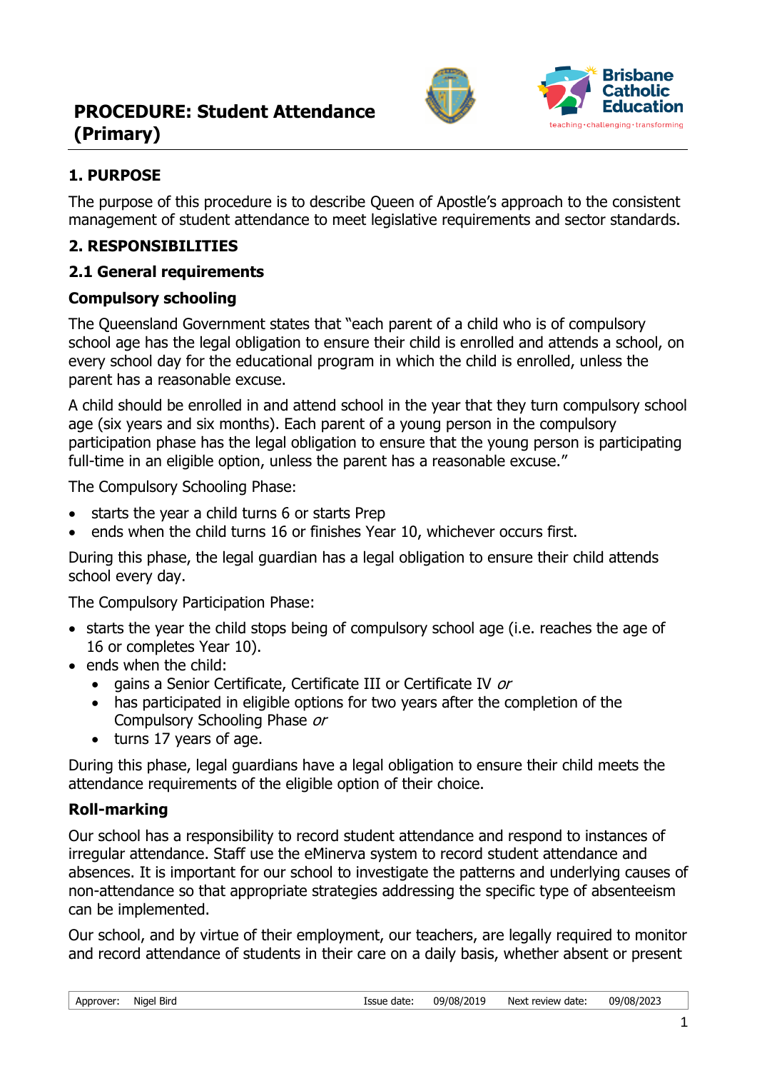# PROCEDURE: Student Attendance (Primary)

## 1. PURPOSE

The purpose of this procedure is to describe Queen of Apostle's approach to the consistent management of student attendance to meet legislative requirements and sector standards.

## 2. RESPONSIBILITIES

### 2.1 General requirements

#### Compulsory schooling

The Queensland Government states that "each parent of a child who is of compulsory school age has the legal obligation to ensure their child is enrolled and attends a school, on every school day for the educational program in which the child is enrolled, unless the parent has a reasonable excuse.

A child should be enrolled in and attend school in the year that they turn compulsory school age (six years and six months). Each parent of a young person in the compulsory participation phase has the legal obligation to ensure that the young person is participating full-time in an eligible option, unless the parent has a reasonable excuse."

The Compulsory Schooling Phase:

- starts the year a child turns 6 or starts Prep
- ends when the child turns 16 or finishes Year 10, whichever occurs first.

During this phase, the legal guardian has a legal obligation to ensure their child attends school every day.

The Compulsory Participation Phase:

- starts the year the child stops being of compulsory school age (i.e. reaches the age of 16 or completes Year 10).
- ends when the child:
  - gains a Senior Certificate, Certificate III or Certificate IV *or*
  - has participated in eligible options for two years after the completion of the Compulsory Schooling Phase *or*
  - turns 17 years of age.

During this phase, legal guardians have a legal obligation to ensure their child meets the attendance requirements of the eligible option of their choice.

#### Roll-marking

Our school has a responsibility to record student attendance and respond to instances of irregular attendance. Staff use the eMinerva system to record student attendance and absences. It is important for our school to investigate the patterns and underlying causes of non-attendance so that appropriate strategies addressing the specific type of absenteeism can be implemented.

Our school, and by virtue of their employment, our teachers, are legally required to monitor and record attendance of students in their care on a daily basis, whether absent or present

| Approver: | Nigel Bird | Issue date: | 09/08/2019 | Next review date: | 09/08/2023 |
|---|---|---|---|---|---|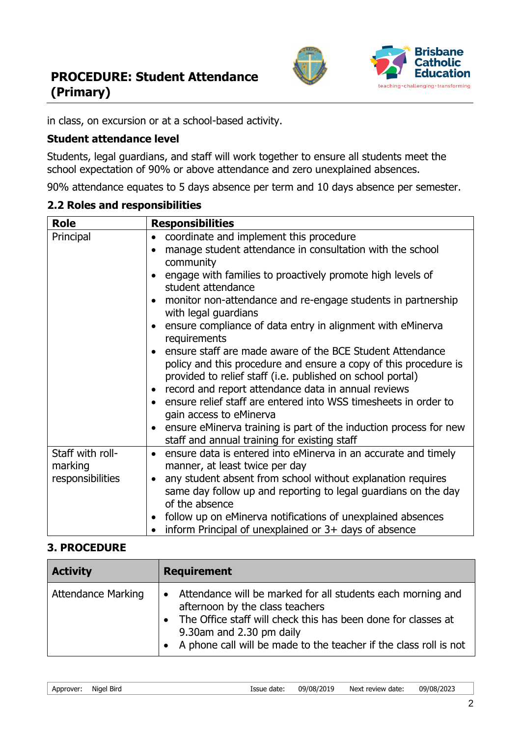in class, on excursion or at a school-based activity.

### Student attendance level

Students, legal guardians, and staff will work together to ensure all students meet the school expectation of 90% or above attendance and zero unexplained absences.

90% attendance equates to 5 days absence per term and 10 days absence per semester.

## 2.2 Roles and responsibilities

| Role | Responsibilities |
|---|---|
| Principal | • coordinate and implement this procedure<br>• manage student attendance in consultation with the school community<br>• engage with families to proactively promote high levels of student attendance<br>• monitor non-attendance and re-engage students in partnership with legal guardians<br>• ensure compliance of data entry in alignment with eMinerva requirements<br>• ensure staff are made aware of the BCE Student Attendance policy and this procedure and ensure a copy of this procedure is provided to relief staff (i.e. published on school portal)<br>• record and report attendance data in annual reviews<br>• ensure relief staff are entered into WSS timesheets in order to gain access to eMinerva<br>• ensure eMinerva training is part of the induction process for new staff and annual training for existing staff |
| Staff with roll-marking responsibilities | • ensure data is entered into eMinerva in an accurate and timely manner, at least twice per day<br>• any student absent from school without explanation requires same day follow up and reporting to legal guardians on the day of the absence<br>• follow up on eMinerva notifications of unexplained absences<br>• inform Principal of unexplained or 3+ days of absence |

## 3. PROCEDURE

| Activity | Requirement |
|---|---|
| Attendance Marking | • Attendance will be marked for all students each morning and afternoon by the class teachers<br>• The Office staff will check this has been done for classes at 9.30am and 2.30 pm daily<br>• A phone call will be made to the teacher if the class roll is not |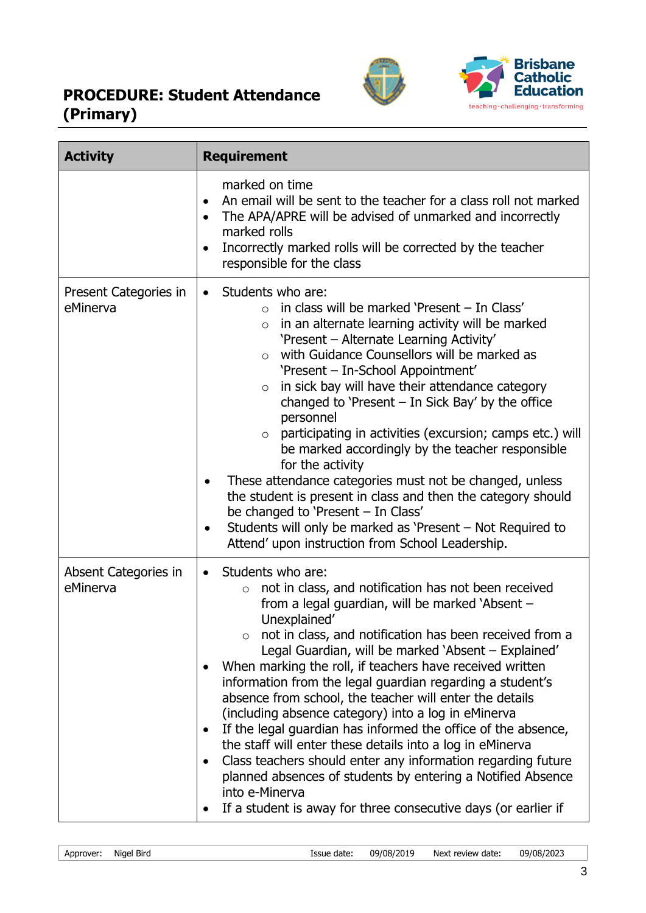| Activity | Requirement |
| --- | --- |
| | marked on time<br>• An email will be sent to the teacher for a class roll not marked<br>• The APA/APRE will be advised of unmarked and incorrectly marked rolls<br>• Incorrectly marked rolls will be corrected by the teacher responsible for the class |
| Present Categories in eMinerva | • Students who are:<br>  ○ in class will be marked 'Present – In Class'<br>  ○ in an alternate learning activity will be marked 'Present – Alternate Learning Activity'<br>  ○ with Guidance Counsellors will be marked as 'Present – In-School Appointment'<br>  ○ in sick bay will have their attendance category changed to 'Present – In Sick Bay' by the office personnel<br>  ○ participating in activities (excursion; camps etc.) will be marked accordingly by the teacher responsible for the activity<br>• These attendance categories must not be changed, unless the student is present in class and then the category should be changed to 'Present – In Class'<br>• Students will only be marked as 'Present – Not Required to Attend' upon instruction from School Leadership. |
| Absent Categories in eMinerva | • Students who are:<br>  ○ not in class, and notification has not been received from a legal guardian, will be marked 'Absent – Unexplained'<br>  ○ not in class, and notification has been received from a Legal Guardian, will be marked 'Absent – Explained'<br>• When marking the roll, if teachers have received written information from the legal guardian regarding a student's absence from school, the teacher will enter the details (including absence category) into a log in eMinerva<br>• If the legal guardian has informed the office of the absence, the staff will enter these details into a log in eMinerva<br>• Class teachers should enter any information regarding future planned absences of students by entering a Notified Absence into e-Minerva<br>• If a student is away for three consecutive days (or earlier if |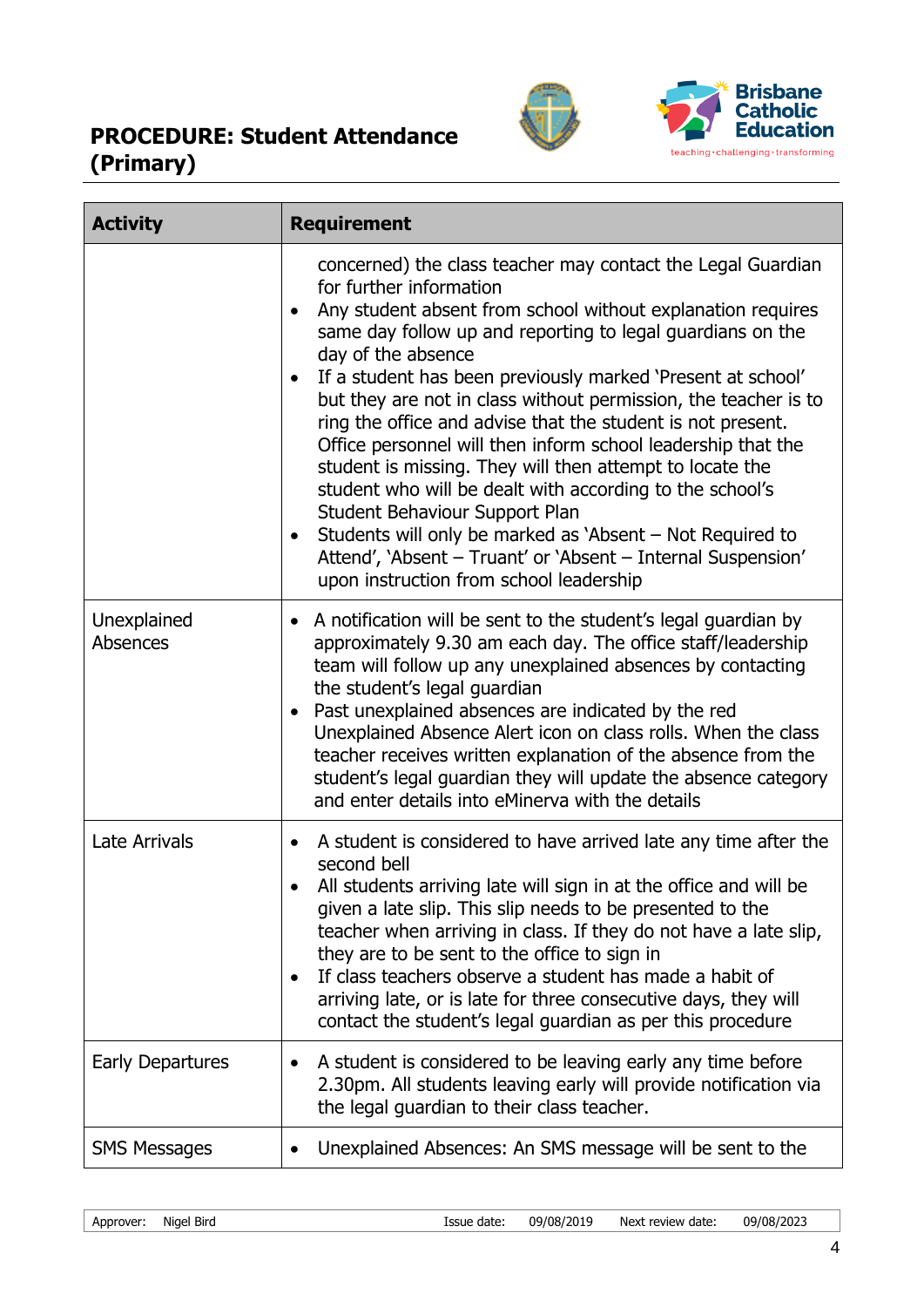| Activity | Requirement |
|---|---|
| | concerned) the class teacher may contact the Legal Guardian for further information<br>• Any student absent from school without explanation requires same day follow up and reporting to legal guardians on the day of the absence<br>• If a student has been previously marked 'Present at school' but they are not in class without permission, the teacher is to ring the office and advise that the student is not present. Office personnel will then inform school leadership that the student is missing. They will then attempt to locate the student who will be dealt with according to the school's Student Behaviour Support Plan<br>• Students will only be marked as 'Absent – Not Required to Attend', 'Absent – Truant' or 'Absent – Internal Suspension' upon instruction from school leadership |
| Unexplained Absences | • A notification will be sent to the student's legal guardian by approximately 9.30 am each day. The office staff/leadership team will follow up any unexplained absences by contacting the student's legal guardian<br>• Past unexplained absences are indicated by the red Unexplained Absence Alert icon on class rolls. When the class teacher receives written explanation of the absence from the student's legal guardian they will update the absence category and enter details into eMinerva with the details |
| Late Arrivals | • A student is considered to have arrived late any time after the second bell<br>• All students arriving late will sign in at the office and will be given a late slip. This slip needs to be presented to the teacher when arriving in class. If they do not have a late slip, they are to be sent to the office to sign in<br>• If class teachers observe a student has made a habit of arriving late, or is late for three consecutive days, they will contact the student's legal guardian as per this procedure |
| Early Departures | • A student is considered to be leaving early any time before 2.30pm. All students leaving early will provide notification via the legal guardian to their class teacher. |
| SMS Messages | • Unexplained Absences: An SMS message will be sent to the |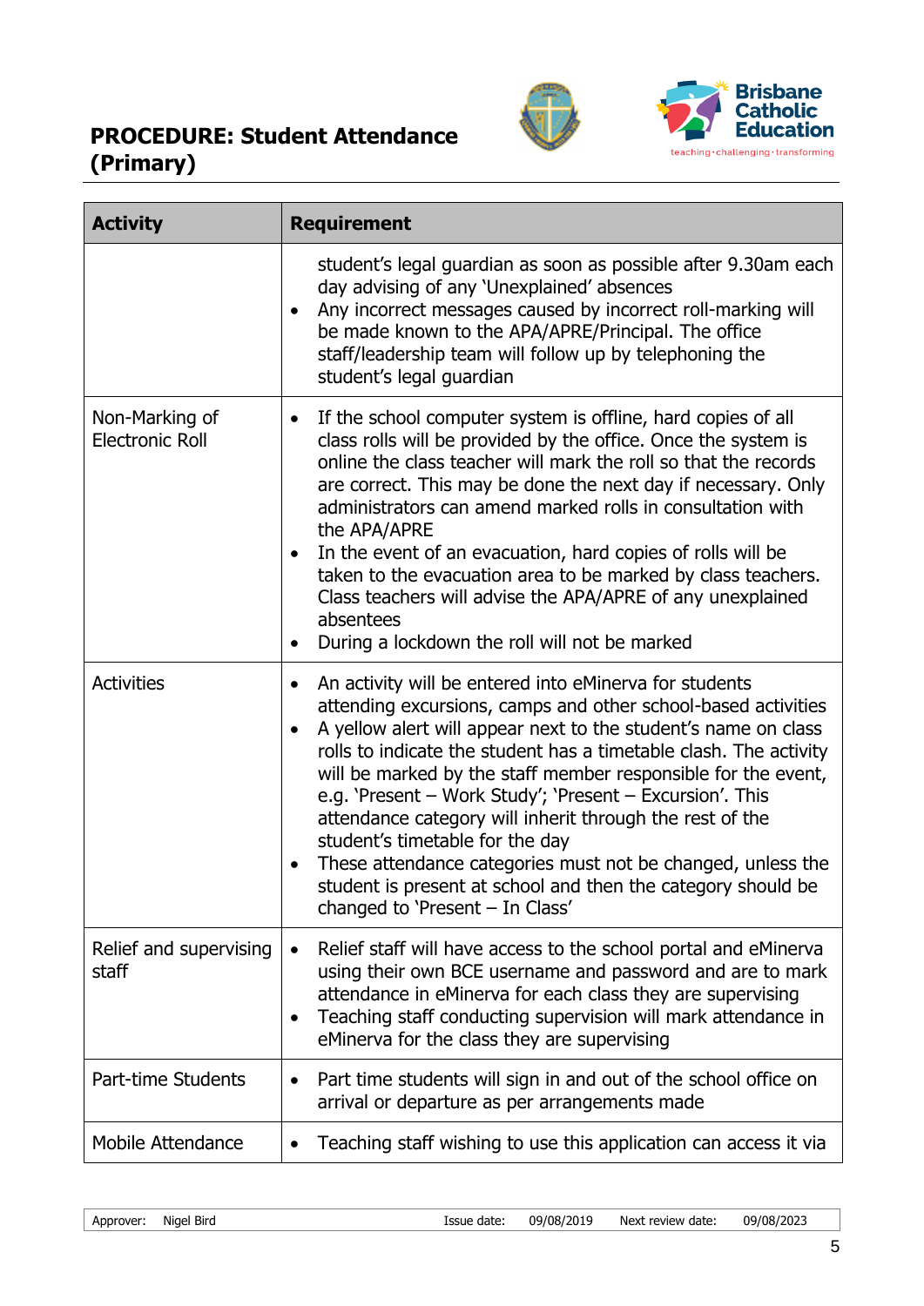| Activity | Requirement |
|---|---|
| | student's legal guardian as soon as possible after 9.30am each day advising of any 'Unexplained' absences<br>• Any incorrect messages caused by incorrect roll-marking will be made known to the APA/APRE/Principal. The office staff/leadership team will follow up by telephoning the student's legal guardian |
| Non-Marking of Electronic Roll | • If the school computer system is offline, hard copies of all class rolls will be provided by the office. Once the system is online the class teacher will mark the roll so that the records are correct. This may be done the next day if necessary. Only administrators can amend marked rolls in consultation with the APA/APRE<br>• In the event of an evacuation, hard copies of rolls will be taken to the evacuation area to be marked by class teachers. Class teachers will advise the APA/APRE of any unexplained absentees<br>• During a lockdown the roll will not be marked |
| Activities | • An activity will be entered into eMinerva for students attending excursions, camps and other school-based activities<br>• A yellow alert will appear next to the student's name on class rolls to indicate the student has a timetable clash. The activity will be marked by the staff member responsible for the event, e.g. 'Present – Work Study'; 'Present – Excursion'. This attendance category will inherit through the rest of the student's timetable for the day<br>• These attendance categories must not be changed, unless the student is present at school and then the category should be changed to 'Present – In Class' |
| Relief and supervising staff | • Relief staff will have access to the school portal and eMinerva using their own BCE username and password and are to mark attendance in eMinerva for each class they are supervising<br>• Teaching staff conducting supervision will mark attendance in eMinerva for the class they are supervising |
| Part-time Students | • Part time students will sign in and out of the school office on arrival or departure as per arrangements made |
| Mobile Attendance | • Teaching staff wishing to use this application can access it via |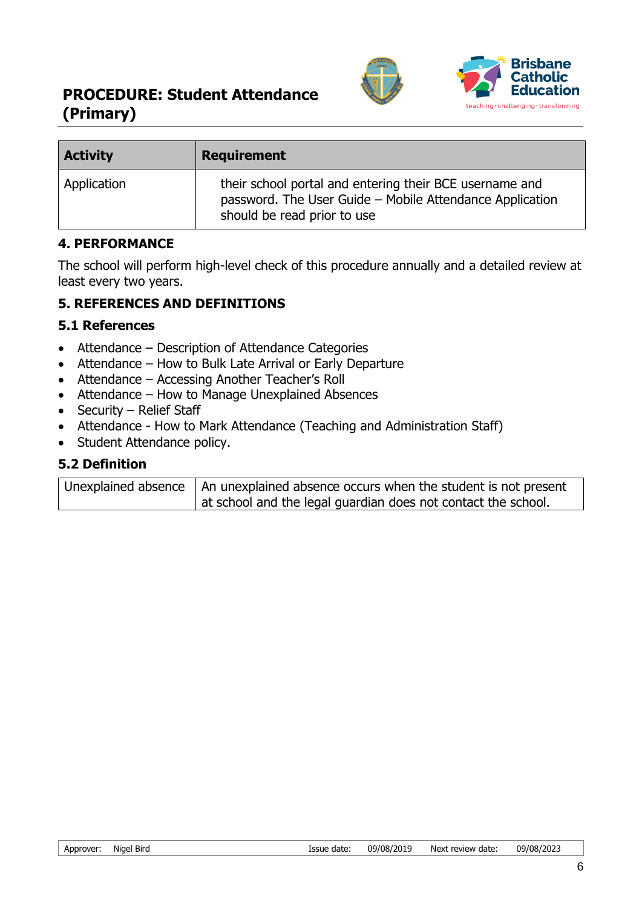| Activity | Requirement |
|---|---|
| Application | their school portal and entering their BCE username and password. The User Guide – Mobile Attendance Application should be read prior to use |

## 4. PERFORMANCE

The school will perform high-level check of this procedure annually and a detailed review at least every two years.

## 5. REFERENCES AND DEFINITIONS

### 5.1 References

- Attendance – Description of Attendance Categories
- Attendance – How to Bulk Late Arrival or Early Departure
- Attendance – Accessing Another Teacher's Roll
- Attendance – How to Manage Unexplained Absences
- Security – Relief Staff
- Attendance - How to Mark Attendance (Teaching and Administration Staff)
- Student Attendance policy.

### 5.2 Definition

| | |
|---|---|
| Unexplained absence | An unexplained absence occurs when the student is not present at school and the legal guardian does not contact the school. |